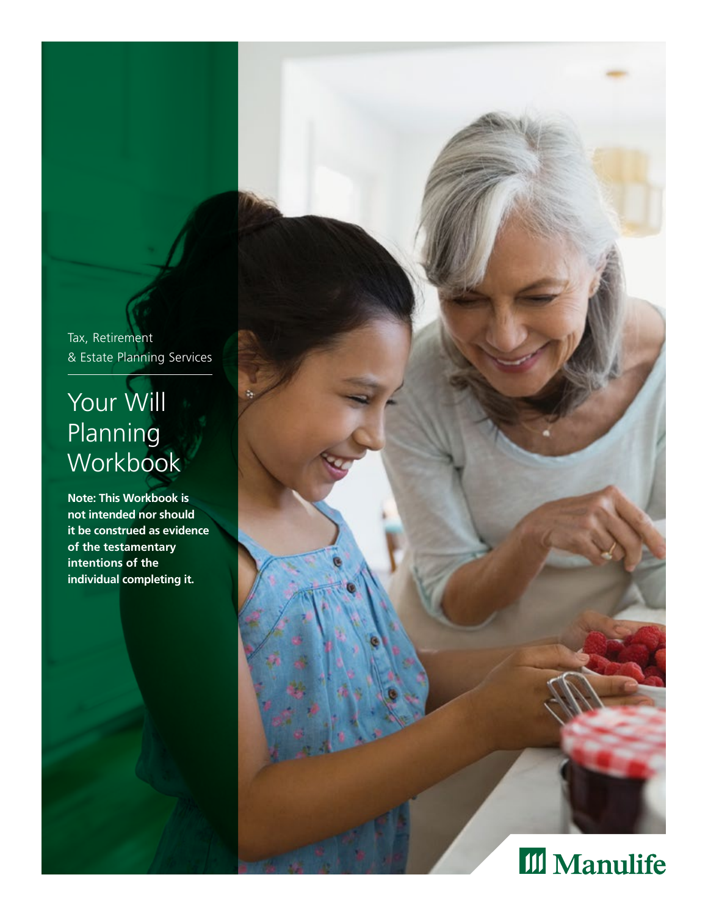Tax, Retirement
& Estate Planning Services

# Your Will Planning Workbook

**Note: This Workbook is not intended nor should it be construed as evidence of the testamentary intentions of the individual completing it.**

Manulife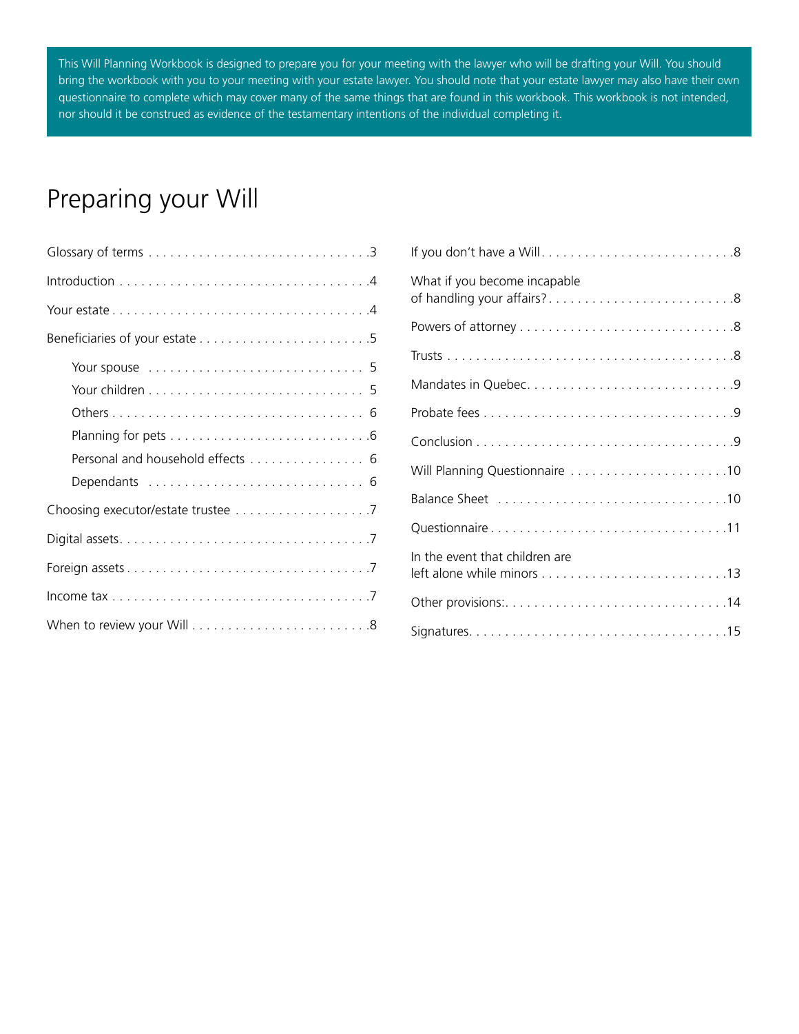This Will Planning Workbook is designed to prepare you for your meeting with the lawyer who will be drafting your Will. You should bring the workbook with you to your meeting with your estate lawyer. You should note that your estate lawyer may also have their own questionnaire to complete which may cover many of the same things that are found in this workbook. This workbook is not intended, nor should it be construed as evidence of the testamentary intentions of the individual completing it.

# Preparing your Will

- Glossary of terms . . . . . . . . . . . . . . . . . . . . . . . . . . . . . . . .3
- Introduction . . . . . . . . . . . . . . . . . . . . . . . . . . . . . . . . . . . .4
- Your estate . . . . . . . . . . . . . . . . . . . . . . . . . . . . . . . . . . . .4
- Beneficiaries of your estate . . . . . . . . . . . . . . . . . . . . . . . .5
  - Your spouse . . . . . . . . . . . . . . . . . . . . . . . . . . . . . 5
  - Your children . . . . . . . . . . . . . . . . . . . . . . . . . . . . . 5
  - Others . . . . . . . . . . . . . . . . . . . . . . . . . . . . . . . . . . 6
  - Planning for pets . . . . . . . . . . . . . . . . . . . . . . . . . . .6
  - Personal and household effects . . . . . . . . . . . . . . . . 6
  - Dependants . . . . . . . . . . . . . . . . . . . . . . . . . . . . . 6
- Choosing executor/estate trustee . . . . . . . . . . . . . . . . . . .7
- Digital assets. . . . . . . . . . . . . . . . . . . . . . . . . . . . . . . . . .7
- Foreign assets . . . . . . . . . . . . . . . . . . . . . . . . . . . . . . . . .7
- Income tax . . . . . . . . . . . . . . . . . . . . . . . . . . . . . . . . . . .7
- When to review your Will . . . . . . . . . . . . . . . . . . . . . . . .8
- If you don't have a Will. . . . . . . . . . . . . . . . . . . . . . . . . . .8
- What if you become incapable of handling your affairs? . . . . . . . . . . . . . . . . . . . . . . . . . .8
- Powers of attorney . . . . . . . . . . . . . . . . . . . . . . . . . . . . .8
- Trusts . . . . . . . . . . . . . . . . . . . . . . . . . . . . . . . . . . . . . . .8
- Mandates in Quebec. . . . . . . . . . . . . . . . . . . . . . . . . . . . .9
- Probate fees . . . . . . . . . . . . . . . . . . . . . . . . . . . . . . . . . .9
- Conclusion . . . . . . . . . . . . . . . . . . . . . . . . . . . . . . . . . . .9
- Will Planning Questionnaire . . . . . . . . . . . . . . . . . . . . . .10
- Balance Sheet . . . . . . . . . . . . . . . . . . . . . . . . . . . . . . .10
- Questionnaire . . . . . . . . . . . . . . . . . . . . . . . . . . . . . . . .11
- In the event that children are left alone while minors . . . . . . . . . . . . . . . . . . . . . . . . .13
- Other provisions:. . . . . . . . . . . . . . . . . . . . . . . . . . . . . .14
- Signatures. . . . . . . . . . . . . . . . . . . . . . . . . . . . . . . . . . .15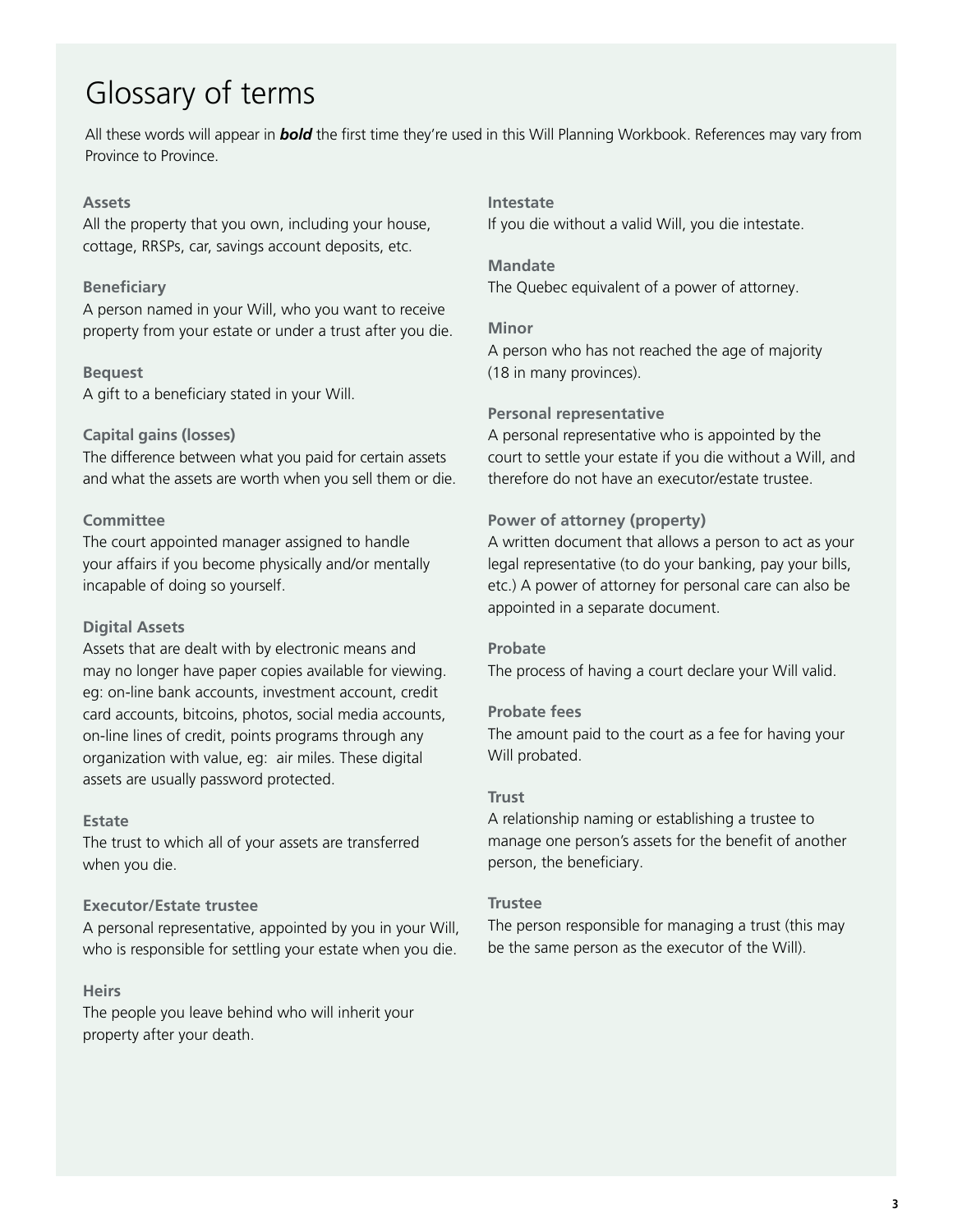# Glossary of terms

All these words will appear in ***bold*** the first time they're used in this Will Planning Workbook. References may vary from Province to Province.

**Assets**
All the property that you own, including your house, cottage, RRSPs, car, savings account deposits, etc.

**Beneficiary**
A person named in your Will, who you want to receive property from your estate or under a trust after you die.

**Bequest**
A gift to a beneficiary stated in your Will.

**Capital gains (losses)**
The difference between what you paid for certain assets and what the assets are worth when you sell them or die.

**Committee**
The court appointed manager assigned to handle your affairs if you become physically and/or mentally incapable of doing so yourself.

**Digital Assets**
Assets that are dealt with by electronic means and may no longer have paper copies available for viewing. eg: on-line bank accounts, investment account, credit card accounts, bitcoins, photos, social media accounts, on-line lines of credit, points programs through any organization with value, eg: air miles. These digital assets are usually password protected.

**Estate**
The trust to which all of your assets are transferred when you die.

**Executor/Estate trustee**
A personal representative, appointed by you in your Will, who is responsible for settling your estate when you die.

**Heirs**
The people you leave behind who will inherit your property after your death.

**Intestate**
If you die without a valid Will, you die intestate.

**Mandate**
The Quebec equivalent of a power of attorney.

**Minor**
A person who has not reached the age of majority (18 in many provinces).

**Personal representative**
A personal representative who is appointed by the court to settle your estate if you die without a Will, and therefore do not have an executor/estate trustee.

**Power of attorney (property)**
A written document that allows a person to act as your legal representative (to do your banking, pay your bills, etc.) A power of attorney for personal care can also be appointed in a separate document.

**Probate**
The process of having a court declare your Will valid.

**Probate fees**
The amount paid to the court as a fee for having your Will probated.

**Trust**
A relationship naming or establishing a trustee to manage one person's assets for the benefit of another person, the beneficiary.

**Trustee**
The person responsible for managing a trust (this may be the same person as the executor of the Will).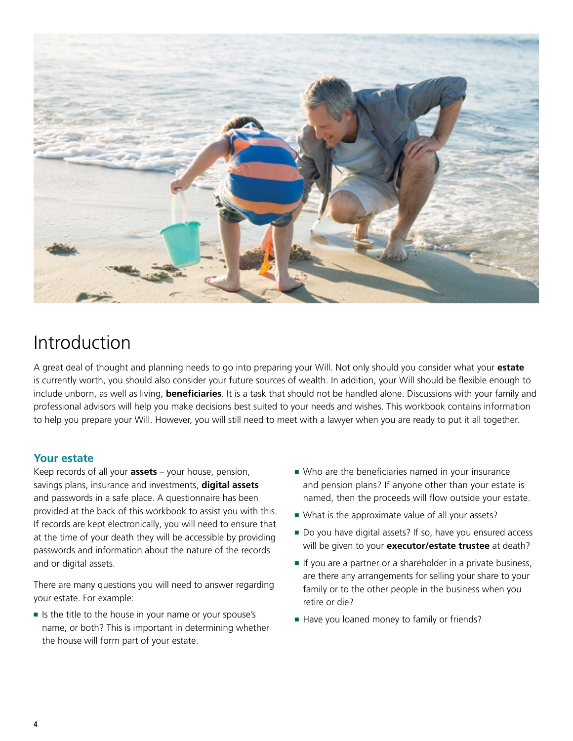# Introduction

A great deal of thought and planning needs to go into preparing your Will. Not only should you consider what your **estate** is currently worth, you should also consider your future sources of wealth. In addition, your Will should be flexible enough to include unborn, as well as living, **beneficiaries**. It is a task that should not be handled alone. Discussions with your family and professional advisors will help you make decisions best suited to your needs and wishes. This workbook contains information to help you prepare your Will. However, you will still need to meet with a lawyer when you are ready to put it all together.

## Your estate

Keep records of all your **assets** – your house, pension, savings plans, insurance and investments, **digital assets** and passwords in a safe place. A questionnaire has been provided at the back of this workbook to assist you with this. If records are kept electronically, you will need to ensure that at the time of your death they will be accessible by providing passwords and information about the nature of the records and or digital assets.

There are many questions you will need to answer regarding your estate. For example:

- Is the title to the house in your name or your spouse's name, or both? This is important in determining whether the house will form part of your estate.
- Who are the beneficiaries named in your insurance and pension plans? If anyone other than your estate is named, then the proceeds will flow outside your estate.
- What is the approximate value of all your assets?
- Do you have digital assets? If so, have you ensured access will be given to your **executor/estate trustee** at death?
- If you are a partner or a shareholder in a private business, are there any arrangements for selling your share to your family or to the other people in the business when you retire or die?
- Have you loaned money to family or friends?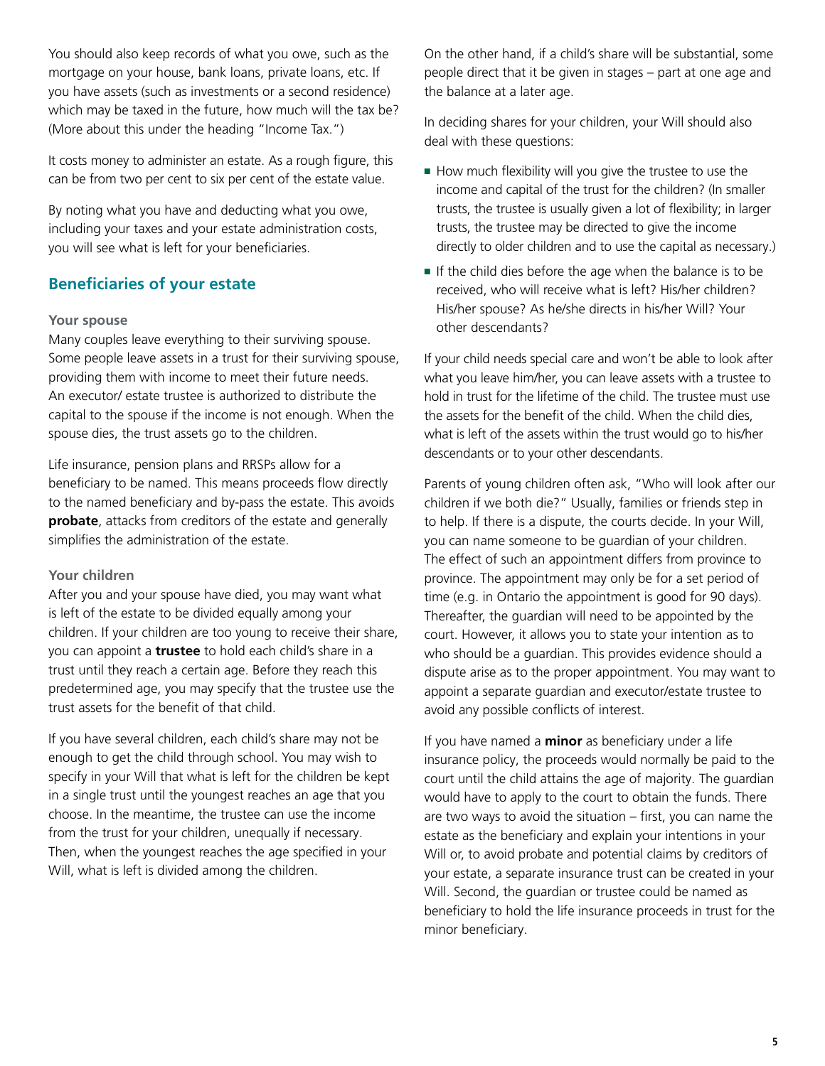You should also keep records of what you owe, such as the mortgage on your house, bank loans, private loans, etc. If you have assets (such as investments or a second residence) which may be taxed in the future, how much will the tax be? (More about this under the heading "Income Tax.")

It costs money to administer an estate. As a rough figure, this can be from two per cent to six per cent of the estate value.

By noting what you have and deducting what you owe, including your taxes and your estate administration costs, you will see what is left for your beneficiaries.

## Beneficiaries of your estate

### Your spouse

Many couples leave everything to their surviving spouse. Some people leave assets in a trust for their surviving spouse, providing them with income to meet their future needs. An executor/ estate trustee is authorized to distribute the capital to the spouse if the income is not enough. When the spouse dies, the trust assets go to the children.

Life insurance, pension plans and RRSPs allow for a beneficiary to be named. This means proceeds flow directly to the named beneficiary and by-pass the estate. This avoids **probate**, attacks from creditors of the estate and generally simplifies the administration of the estate.

### Your children

After you and your spouse have died, you may want what is left of the estate to be divided equally among your children. If your children are too young to receive their share, you can appoint a **trustee** to hold each child's share in a trust until they reach a certain age. Before they reach this predetermined age, you may specify that the trustee use the trust assets for the benefit of that child.

If you have several children, each child's share may not be enough to get the child through school. You may wish to specify in your Will that what is left for the children be kept in a single trust until the youngest reaches an age that you choose. In the meantime, the trustee can use the income from the trust for your children, unequally if necessary. Then, when the youngest reaches the age specified in your Will, what is left is divided among the children.

On the other hand, if a child's share will be substantial, some people direct that it be given in stages – part at one age and the balance at a later age.

In deciding shares for your children, your Will should also deal with these questions:

- How much flexibility will you give the trustee to use the income and capital of the trust for the children? (In smaller trusts, the trustee is usually given a lot of flexibility; in larger trusts, the trustee may be directed to give the income directly to older children and to use the capital as necessary.)
- If the child dies before the age when the balance is to be received, who will receive what is left? His/her children? His/her spouse? As he/she directs in his/her Will? Your other descendants?

If your child needs special care and won't be able to look after what you leave him/her, you can leave assets with a trustee to hold in trust for the lifetime of the child. The trustee must use the assets for the benefit of the child. When the child dies, what is left of the assets within the trust would go to his/her descendants or to your other descendants.

Parents of young children often ask, "Who will look after our children if we both die?" Usually, families or friends step in to help. If there is a dispute, the courts decide. In your Will, you can name someone to be guardian of your children. The effect of such an appointment differs from province to province. The appointment may only be for a set period of time (e.g. in Ontario the appointment is good for 90 days). Thereafter, the guardian will need to be appointed by the court. However, it allows you to state your intention as to who should be a guardian. This provides evidence should a dispute arise as to the proper appointment. You may want to appoint a separate guardian and executor/estate trustee to avoid any possible conflicts of interest.

If you have named a **minor** as beneficiary under a life insurance policy, the proceeds would normally be paid to the court until the child attains the age of majority. The guardian would have to apply to the court to obtain the funds. There are two ways to avoid the situation – first, you can name the estate as the beneficiary and explain your intentions in your Will or, to avoid probate and potential claims by creditors of your estate, a separate insurance trust can be created in your Will. Second, the guardian or trustee could be named as beneficiary to hold the life insurance proceeds in trust for the minor beneficiary.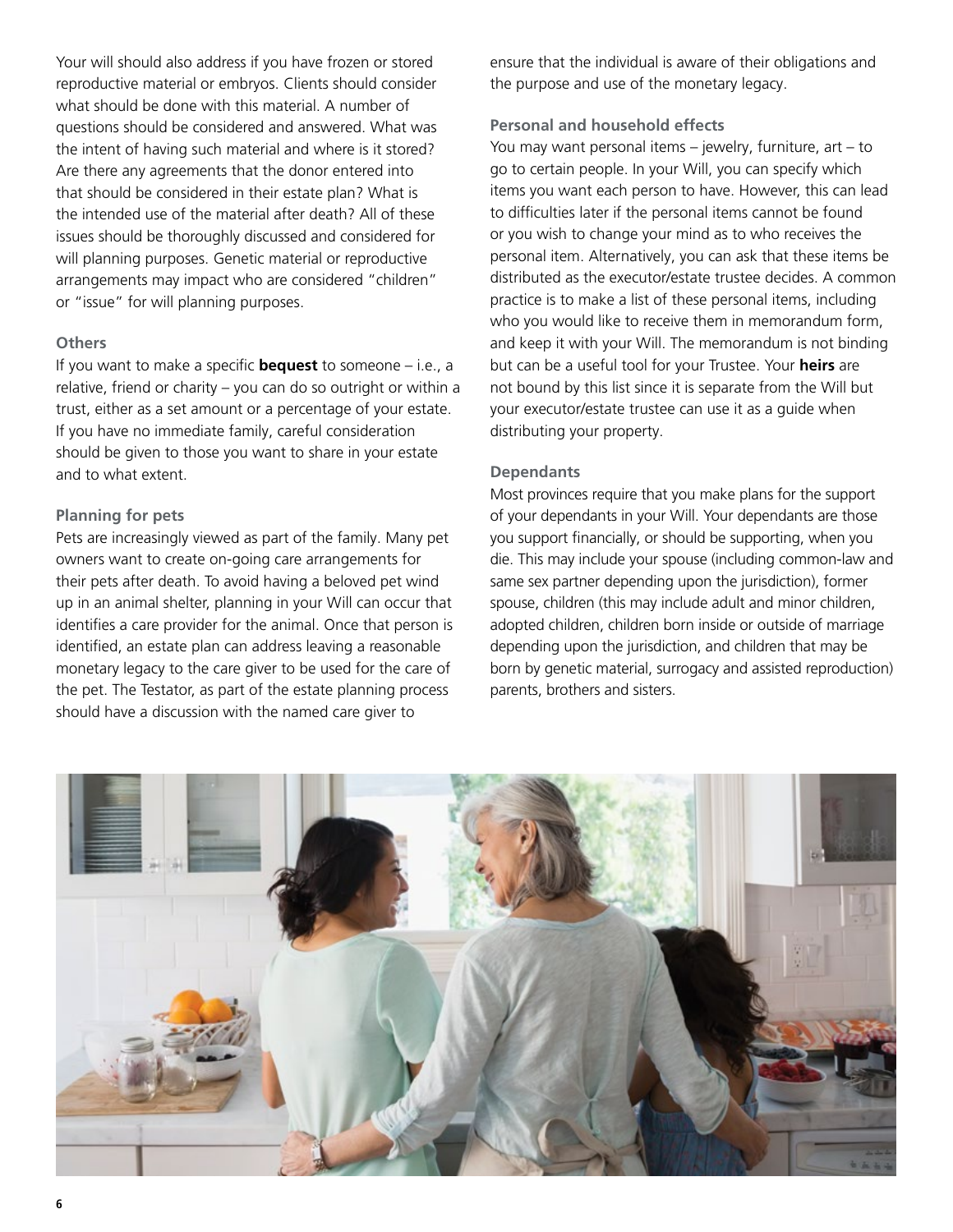Your will should also address if you have frozen or stored reproductive material or embryos. Clients should consider what should be done with this material. A number of questions should be considered and answered. What was the intent of having such material and where is it stored? Are there any agreements that the donor entered into that should be considered in their estate plan? What is the intended use of the material after death? All of these issues should be thoroughly discussed and considered for will planning purposes. Genetic material or reproductive arrangements may impact who are considered "children" or "issue" for will planning purposes.

### Others

If you want to make a specific **bequest** to someone – i.e., a relative, friend or charity – you can do so outright or within a trust, either as a set amount or a percentage of your estate. If you have no immediate family, careful consideration should be given to those you want to share in your estate and to what extent.

### Planning for pets

Pets are increasingly viewed as part of the family. Many pet owners want to create on-going care arrangements for their pets after death. To avoid having a beloved pet wind up in an animal shelter, planning in your Will can occur that identifies a care provider for the animal. Once that person is identified, an estate plan can address leaving a reasonable monetary legacy to the care giver to be used for the care of the pet. The Testator, as part of the estate planning process should have a discussion with the named care giver to ensure that the individual is aware of their obligations and the purpose and use of the monetary legacy.

### Personal and household effects

You may want personal items – jewelry, furniture, art – to go to certain people. In your Will, you can specify which items you want each person to have. However, this can lead to difficulties later if the personal items cannot be found or you wish to change your mind as to who receives the personal item. Alternatively, you can ask that these items be distributed as the executor/estate trustee decides. A common practice is to make a list of these personal items, including who you would like to receive them in memorandum form, and keep it with your Will. The memorandum is not binding but can be a useful tool for your Trustee. Your **heirs** are not bound by this list since it is separate from the Will but your executor/estate trustee can use it as a guide when distributing your property.

### Dependants

Most provinces require that you make plans for the support of your dependants in your Will. Your dependants are those you support financially, or should be supporting, when you die. This may include your spouse (including common-law and same sex partner depending upon the jurisdiction), former spouse, children (this may include adult and minor children, adopted children, children born inside or outside of marriage depending upon the jurisdiction, and children that may be born by genetic material, surrogacy and assisted reproduction) parents, brothers and sisters.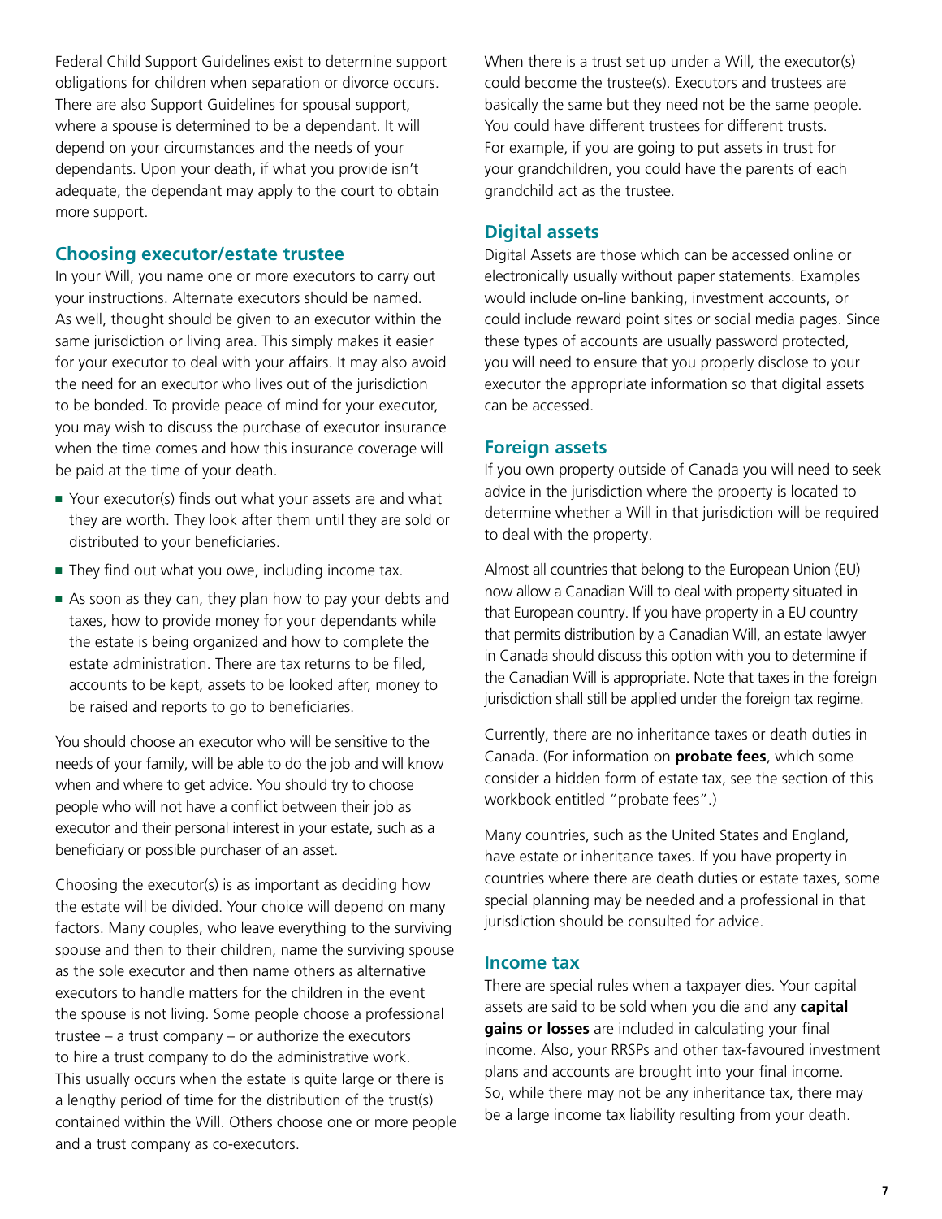Federal Child Support Guidelines exist to determine support obligations for children when separation or divorce occurs. There are also Support Guidelines for spousal support, where a spouse is determined to be a dependant. It will depend on your circumstances and the needs of your dependants. Upon your death, if what you provide isn't adequate, the dependant may apply to the court to obtain more support.

## Choosing executor/estate trustee

In your Will, you name one or more executors to carry out your instructions. Alternate executors should be named. As well, thought should be given to an executor within the same jurisdiction or living area. This simply makes it easier for your executor to deal with your affairs. It may also avoid the need for an executor who lives out of the jurisdiction to be bonded. To provide peace of mind for your executor, you may wish to discuss the purchase of executor insurance when the time comes and how this insurance coverage will be paid at the time of your death.

- Your executor(s) finds out what your assets are and what they are worth. They look after them until they are sold or distributed to your beneficiaries.
- They find out what you owe, including income tax.
- As soon as they can, they plan how to pay your debts and taxes, how to provide money for your dependants while the estate is being organized and how to complete the estate administration. There are tax returns to be filed, accounts to be kept, assets to be looked after, money to be raised and reports to go to beneficiaries.

You should choose an executor who will be sensitive to the needs of your family, will be able to do the job and will know when and where to get advice. You should try to choose people who will not have a conflict between their job as executor and their personal interest in your estate, such as a beneficiary or possible purchaser of an asset.

Choosing the executor(s) is as important as deciding how the estate will be divided. Your choice will depend on many factors. Many couples, who leave everything to the surviving spouse and then to their children, name the surviving spouse as the sole executor and then name others as alternative executors to handle matters for the children in the event the spouse is not living. Some people choose a professional trustee – a trust company – or authorize the executors to hire a trust company to do the administrative work. This usually occurs when the estate is quite large or there is a lengthy period of time for the distribution of the trust(s) contained within the Will. Others choose one or more people and a trust company as co-executors.

When there is a trust set up under a Will, the executor(s) could become the trustee(s). Executors and trustees are basically the same but they need not be the same people. You could have different trustees for different trusts. For example, if you are going to put assets in trust for your grandchildren, you could have the parents of each grandchild act as the trustee.

## Digital assets

Digital Assets are those which can be accessed online or electronically usually without paper statements. Examples would include on-line banking, investment accounts, or could include reward point sites or social media pages. Since these types of accounts are usually password protected, you will need to ensure that you properly disclose to your executor the appropriate information so that digital assets can be accessed.

## Foreign assets

If you own property outside of Canada you will need to seek advice in the jurisdiction where the property is located to determine whether a Will in that jurisdiction will be required to deal with the property.

Almost all countries that belong to the European Union (EU) now allow a Canadian Will to deal with property situated in that European country. If you have property in a EU country that permits distribution by a Canadian Will, an estate lawyer in Canada should discuss this option with you to determine if the Canadian Will is appropriate. Note that taxes in the foreign jurisdiction shall still be applied under the foreign tax regime.

Currently, there are no inheritance taxes or death duties in Canada. (For information on **probate fees**, which some consider a hidden form of estate tax, see the section of this workbook entitled "probate fees".)

Many countries, such as the United States and England, have estate or inheritance taxes. If you have property in countries where there are death duties or estate taxes, some special planning may be needed and a professional in that jurisdiction should be consulted for advice.

## Income tax

There are special rules when a taxpayer dies. Your capital assets are said to be sold when you die and any **capital gains or losses** are included in calculating your final income. Also, your RRSPs and other tax-favoured investment plans and accounts are brought into your final income. So, while there may not be any inheritance tax, there may be a large income tax liability resulting from your death.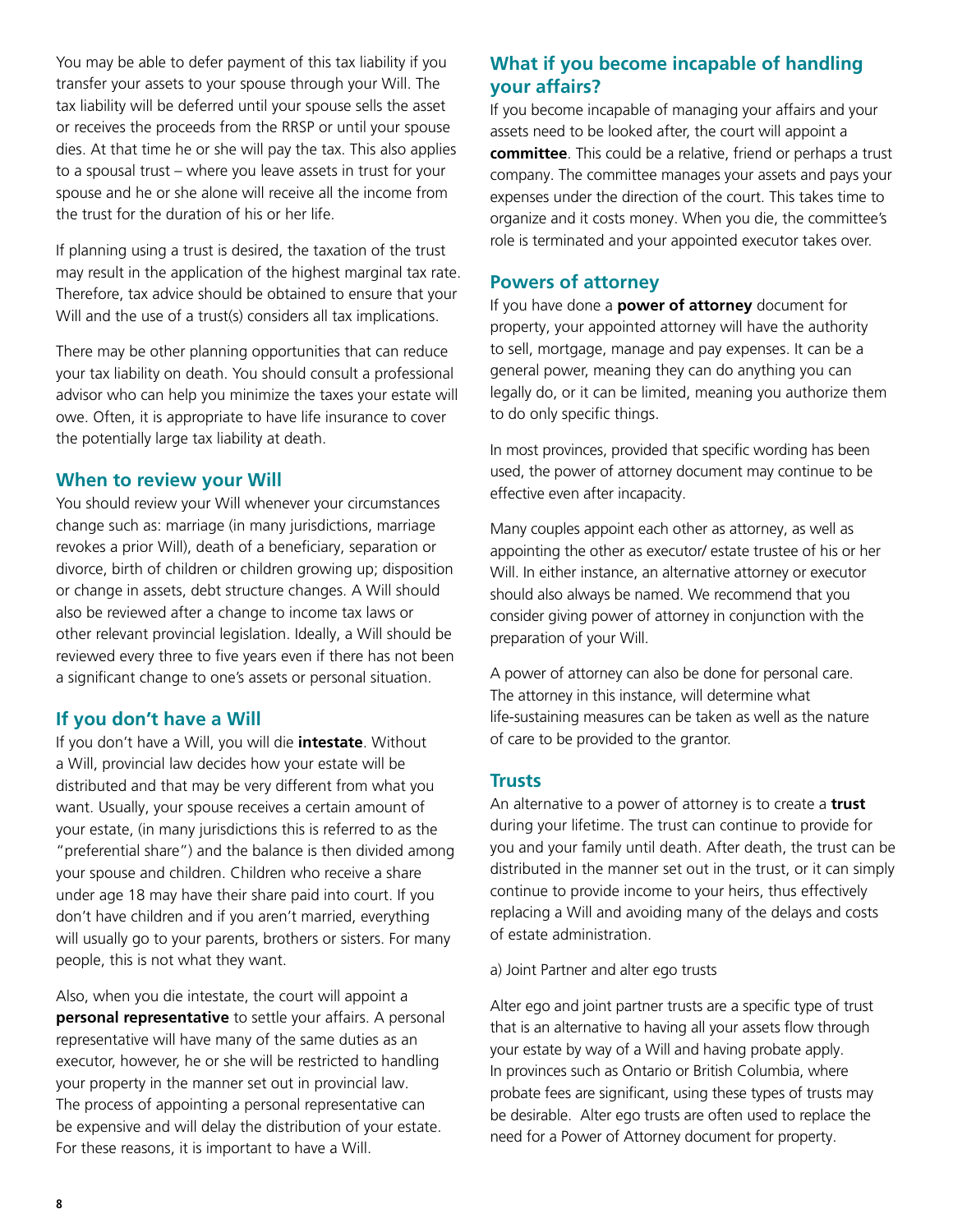You may be able to defer payment of this tax liability if you transfer your assets to your spouse through your Will. The tax liability will be deferred until your spouse sells the asset or receives the proceeds from the RRSP or until your spouse dies. At that time he or she will pay the tax. This also applies to a spousal trust – where you leave assets in trust for your spouse and he or she alone will receive all the income from the trust for the duration of his or her life.

If planning using a trust is desired, the taxation of the trust may result in the application of the highest marginal tax rate. Therefore, tax advice should be obtained to ensure that your Will and the use of a trust(s) considers all tax implications.

There may be other planning opportunities that can reduce your tax liability on death. You should consult a professional advisor who can help you minimize the taxes your estate will owe. Often, it is appropriate to have life insurance to cover the potentially large tax liability at death.

## When to review your Will

You should review your Will whenever your circumstances change such as: marriage (in many jurisdictions, marriage revokes a prior Will), death of a beneficiary, separation or divorce, birth of children or children growing up; disposition or change in assets, debt structure changes. A Will should also be reviewed after a change to income tax laws or other relevant provincial legislation. Ideally, a Will should be reviewed every three to five years even if there has not been a significant change to one's assets or personal situation.

## If you don't have a Will

If you don't have a Will, you will die **intestate**. Without a Will, provincial law decides how your estate will be distributed and that may be very different from what you want. Usually, your spouse receives a certain amount of your estate, (in many jurisdictions this is referred to as the "preferential share") and the balance is then divided among your spouse and children. Children who receive a share under age 18 may have their share paid into court. If you don't have children and if you aren't married, everything will usually go to your parents, brothers or sisters. For many people, this is not what they want.

Also, when you die intestate, the court will appoint a **personal representative** to settle your affairs. A personal representative will have many of the same duties as an executor, however, he or she will be restricted to handling your property in the manner set out in provincial law. The process of appointing a personal representative can be expensive and will delay the distribution of your estate. For these reasons, it is important to have a Will.

## What if you become incapable of handling your affairs?

If you become incapable of managing your affairs and your assets need to be looked after, the court will appoint a **committee**. This could be a relative, friend or perhaps a trust company. The committee manages your assets and pays your expenses under the direction of the court. This takes time to organize and it costs money. When you die, the committee's role is terminated and your appointed executor takes over.

## Powers of attorney

If you have done a **power of attorney** document for property, your appointed attorney will have the authority to sell, mortgage, manage and pay expenses. It can be a general power, meaning they can do anything you can legally do, or it can be limited, meaning you authorize them to do only specific things.

In most provinces, provided that specific wording has been used, the power of attorney document may continue to be effective even after incapacity.

Many couples appoint each other as attorney, as well as appointing the other as executor/ estate trustee of his or her Will. In either instance, an alternative attorney or executor should also always be named. We recommend that you consider giving power of attorney in conjunction with the preparation of your Will.

A power of attorney can also be done for personal care. The attorney in this instance, will determine what life-sustaining measures can be taken as well as the nature of care to be provided to the grantor.

## Trusts

An alternative to a power of attorney is to create a **trust** during your lifetime. The trust can continue to provide for you and your family until death. After death, the trust can be distributed in the manner set out in the trust, or it can simply continue to provide income to your heirs, thus effectively replacing a Will and avoiding many of the delays and costs of estate administration.

a) Joint Partner and alter ego trusts

Alter ego and joint partner trusts are a specific type of trust that is an alternative to having all your assets flow through your estate by way of a Will and having probate apply. In provinces such as Ontario or British Columbia, where probate fees are significant, using these types of trusts may be desirable. Alter ego trusts are often used to replace the need for a Power of Attorney document for property.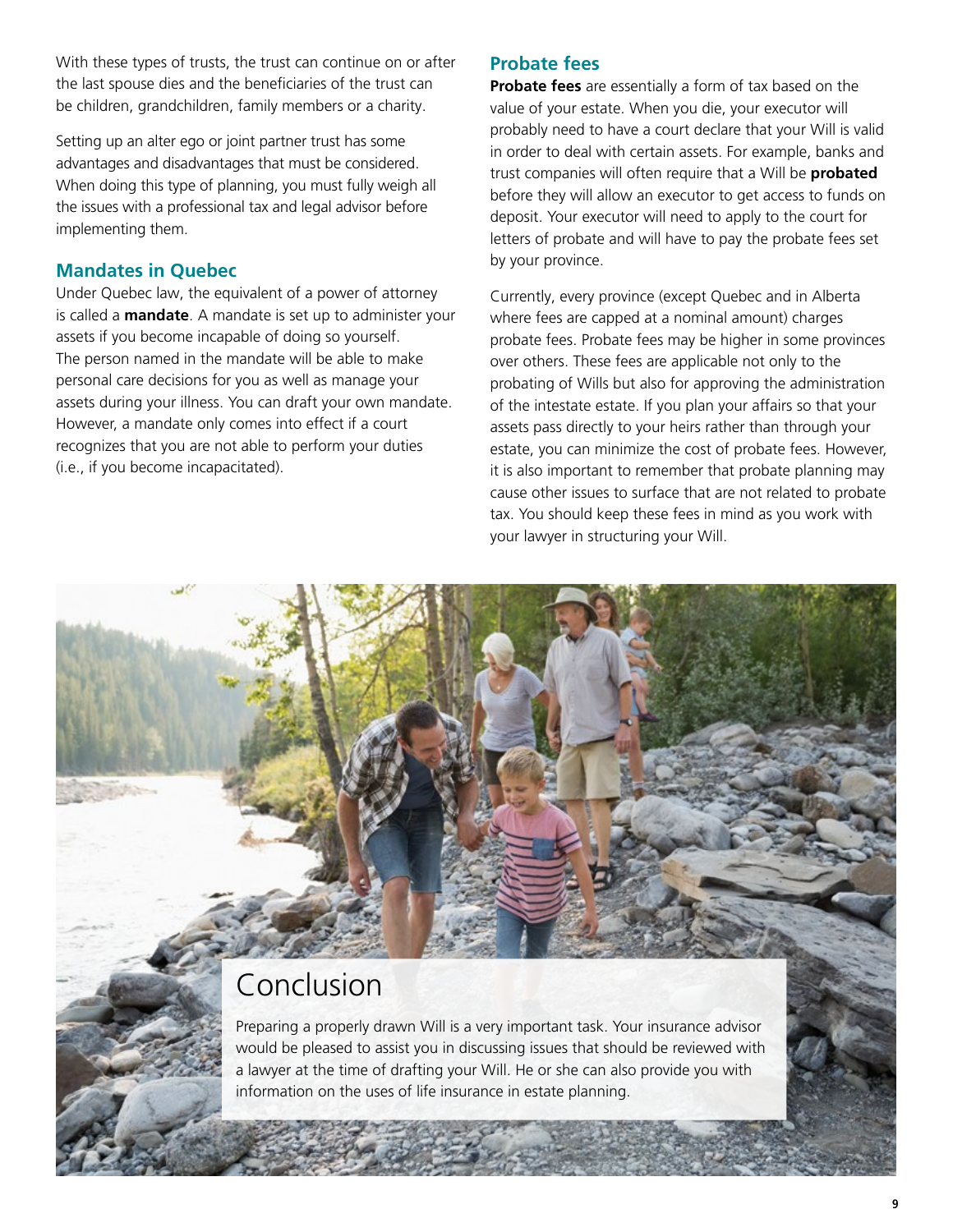With these types of trusts, the trust can continue on or after the last spouse dies and the beneficiaries of the trust can be children, grandchildren, family members or a charity.

Setting up an alter ego or joint partner trust has some advantages and disadvantages that must be considered. When doing this type of planning, you must fully weigh all the issues with a professional tax and legal advisor before implementing them.

## Mandates in Quebec

Under Quebec law, the equivalent of a power of attorney is called a **mandate**. A mandate is set up to administer your assets if you become incapable of doing so yourself. The person named in the mandate will be able to make personal care decisions for you as well as manage your assets during your illness. You can draft your own mandate. However, a mandate only comes into effect if a court recognizes that you are not able to perform your duties (i.e., if you become incapacitated).

## Probate fees

**Probate fees** are essentially a form of tax based on the value of your estate. When you die, your executor will probably need to have a court declare that your Will is valid in order to deal with certain assets. For example, banks and trust companies will often require that a Will be **probated** before they will allow an executor to get access to funds on deposit. Your executor will need to apply to the court for letters of probate and will have to pay the probate fees set by your province.

Currently, every province (except Quebec and in Alberta where fees are capped at a nominal amount) charges probate fees. Probate fees may be higher in some provinces over others. These fees are applicable not only to the probating of Wills but also for approving the administration of the intestate estate. If you plan your affairs so that your assets pass directly to your heirs rather than through your estate, you can minimize the cost of probate fees. However, it is also important to remember that probate planning may cause other issues to surface that are not related to probate tax. You should keep these fees in mind as you work with your lawyer in structuring your Will.

# Conclusion

Preparing a properly drawn Will is a very important task. Your insurance advisor would be pleased to assist you in discussing issues that should be reviewed with a lawyer at the time of drafting your Will. He or she can also provide you with information on the uses of life insurance in estate planning.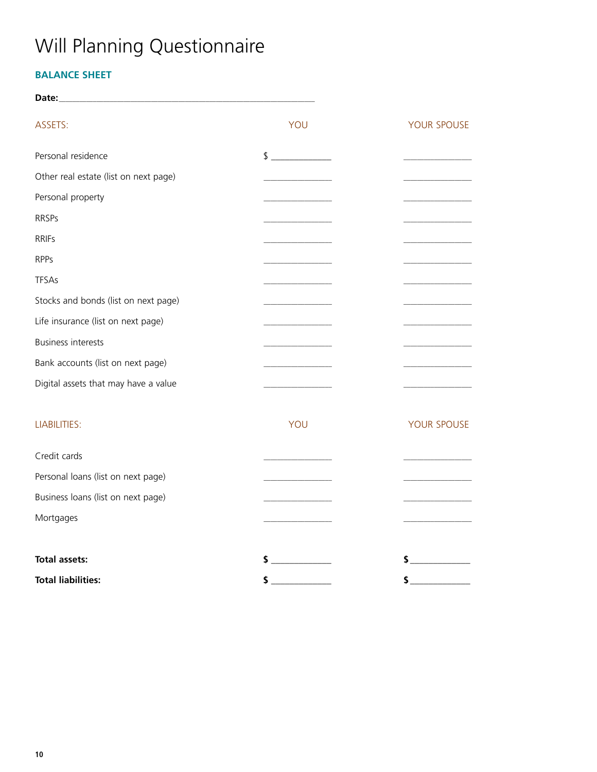# Will Planning Questionnaire

## BALANCE SHEET

**Date:**\_\_\_\_\_\_\_\_\_\_\_\_\_\_\_\_\_\_\_\_\_\_\_\_\_\_\_\_\_\_\_\_\_\_\_\_\_\_\_\_

| ASSETS: | YOU | YOUR SPOUSE |
|---|---|---|
| Personal residence | $ \_\_\_\_\_\_\_\_\_\_ | \_\_\_\_\_\_\_\_\_\_ |
| Other real estate (list on next page) | \_\_\_\_\_\_\_\_\_\_ | \_\_\_\_\_\_\_\_\_\_ |
| Personal property | \_\_\_\_\_\_\_\_\_\_ | \_\_\_\_\_\_\_\_\_\_ |
| RRSPs | \_\_\_\_\_\_\_\_\_\_ | \_\_\_\_\_\_\_\_\_\_ |
| RRIFs | \_\_\_\_\_\_\_\_\_\_ | \_\_\_\_\_\_\_\_\_\_ |
| RPPs | \_\_\_\_\_\_\_\_\_\_ | \_\_\_\_\_\_\_\_\_\_ |
| TFSAs | \_\_\_\_\_\_\_\_\_\_ | \_\_\_\_\_\_\_\_\_\_ |
| Stocks and bonds (list on next page) | \_\_\_\_\_\_\_\_\_\_ | \_\_\_\_\_\_\_\_\_\_ |
| Life insurance (list on next page) | \_\_\_\_\_\_\_\_\_\_ | \_\_\_\_\_\_\_\_\_\_ |
| Business interests | \_\_\_\_\_\_\_\_\_\_ | \_\_\_\_\_\_\_\_\_\_ |
| Bank accounts (list on next page) | \_\_\_\_\_\_\_\_\_\_ | \_\_\_\_\_\_\_\_\_\_ |
| Digital assets that may have a value | \_\_\_\_\_\_\_\_\_\_ | \_\_\_\_\_\_\_\_\_\_ |

| LIABILITIES: | YOU | YOUR SPOUSE |
|---|---|---|
| Credit cards | \_\_\_\_\_\_\_\_\_\_ | \_\_\_\_\_\_\_\_\_\_ |
| Personal loans (list on next page) | \_\_\_\_\_\_\_\_\_\_ | \_\_\_\_\_\_\_\_\_\_ |
| Business loans (list on next page) | \_\_\_\_\_\_\_\_\_\_ | \_\_\_\_\_\_\_\_\_\_ |
| Mortgages | \_\_\_\_\_\_\_\_\_\_ | \_\_\_\_\_\_\_\_\_\_ |

| | | |
|---|---|---|
| **Total assets:** | **$** \_\_\_\_\_\_\_\_\_\_ | **$** \_\_\_\_\_\_\_\_\_\_ |
| **Total liabilities:** | **$** \_\_\_\_\_\_\_\_\_\_ | **$** \_\_\_\_\_\_\_\_\_\_ |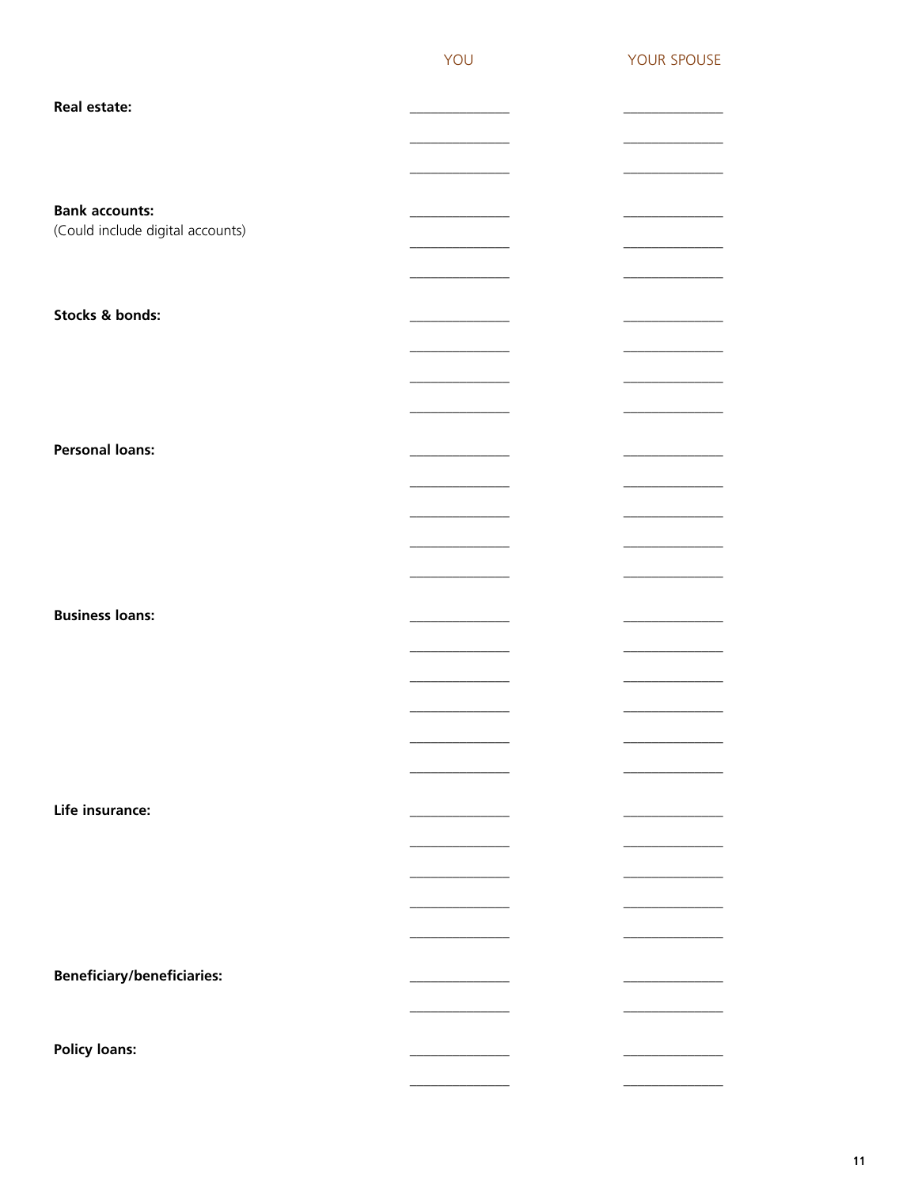| | YOU | YOUR SPOUSE |
|---|---|---|
| **Real estate:** | ______________ | ______________ |
| | ______________ | ______________ |
| | ______________ | ______________ |
| **Bank accounts:** (Could include digital accounts) | ______________ | ______________ |
| | ______________ | ______________ |
| | ______________ | ______________ |
| **Stocks & bonds:** | ______________ | ______________ |
| | ______________ | ______________ |
| | ______________ | ______________ |
| | ______________ | ______________ |
| **Personal loans:** | ______________ | ______________ |
| | ______________ | ______________ |
| | ______________ | ______________ |
| | ______________ | ______________ |
| | ______________ | ______________ |
| **Business loans:** | ______________ | ______________ |
| | ______________ | ______________ |
| | ______________ | ______________ |
| | ______________ | ______________ |
| | ______________ | ______________ |
| | ______________ | ______________ |
| **Life insurance:** | ______________ | ______________ |
| | ______________ | ______________ |
| | ______________ | ______________ |
| | ______________ | ______________ |
| | ______________ | ______________ |
| **Beneficiary/beneficiaries:** | ______________ | ______________ |
| | ______________ | ______________ |
| **Policy loans:** | ______________ | ______________ |
| | ______________ | ______________ |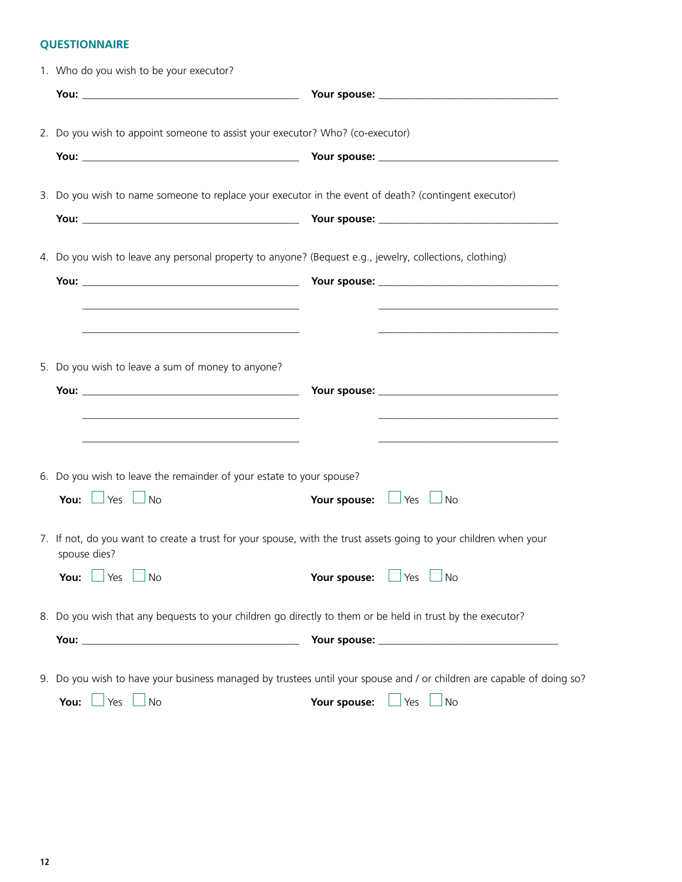## QUESTIONNAIRE

1. Who do you wish to be your executor?

   **You:** ________________________ **Your spouse:** ________________________

2. Do you wish to appoint someone to assist your executor? Who? (co-executor)

   **You:** ________________________ **Your spouse:** ________________________

3. Do you wish to name someone to replace your executor in the event of death? (contingent executor)

   **You:** ________________________ **Your spouse:** ________________________

4. Do you wish to leave any personal property to anyone? (Bequest e.g., jewelry, collections, clothing)

   **You:** ________________________ **Your spouse:** ________________________

   ________________________ ________________________

   ________________________ ________________________

5. Do you wish to leave a sum of money to anyone?

   **You:** ________________________ **Your spouse:** ________________________

   ________________________ ________________________

   ________________________ ________________________

6. Do you wish to leave the remainder of your estate to your spouse?

   **You:** ☐ Yes ☐ No **Your spouse:** ☐ Yes ☐ No

7. If not, do you want to create a trust for your spouse, with the trust assets going to your children when your spouse dies?

   **You:** ☐ Yes ☐ No **Your spouse:** ☐ Yes ☐ No

8. Do you wish that any bequests to your children go directly to them or be held in trust by the executor?

   **You:** ________________________ **Your spouse:** ________________________

9. Do you wish to have your business managed by trustees until your spouse and / or children are capable of doing so?

   **You:** ☐ Yes ☐ No **Your spouse:** ☐ Yes ☐ No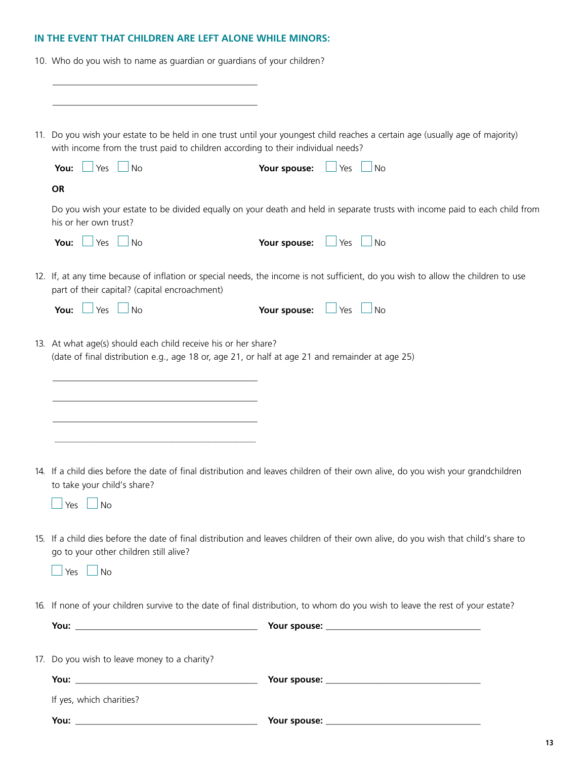### IN THE EVENT THAT CHILDREN ARE LEFT ALONE WHILE MINORS:

10. Who do you wish to name as guardian or guardians of your children?

    ______________________________________________

    ______________________________________________

11. Do you wish your estate to be held in one trust until your youngest child reaches a certain age (usually age of majority) with income from the trust paid to children according to their individual needs?

    **You:** ☐ Yes ☐ No **Your spouse:** ☐ Yes ☐ No

    **OR**

    Do you wish your estate to be divided equally on your death and held in separate trusts with income paid to each child from his or her own trust?

    **You:** ☐ Yes ☐ No **Your spouse:** ☐ Yes ☐ No

12. If, at any time because of inflation or special needs, the income is not sufficient, do you wish to allow the children to use part of their capital? (capital encroachment)

    **You:** ☐ Yes ☐ No **Your spouse:** ☐ Yes ☐ No

13. At what age(s) should each child receive his or her share?
    (date of final distribution e.g., age 18 or, age 21, or half at age 21 and remainder at age 25)

    ______________________________________________

    ______________________________________________

    ______________________________________________

    ______________________________________________

14. If a child dies before the date of final distribution and leaves children of their own alive, do you wish your grandchildren to take your child's share?

    ☐ Yes ☐ No

15. If a child dies before the date of final distribution and leaves children of their own alive, do you wish that child's share to go to your other children still alive?

    ☐ Yes ☐ No

16. If none of your children survive to the date of final distribution, to whom do you wish to leave the rest of your estate?

    **You:** ______________________________ **Your spouse:** ______________________________

17. Do you wish to leave money to a charity?

    **You:** ______________________________ **Your spouse:** ______________________________

    If yes, which charities?

    **You:** ______________________________ **Your spouse:** ______________________________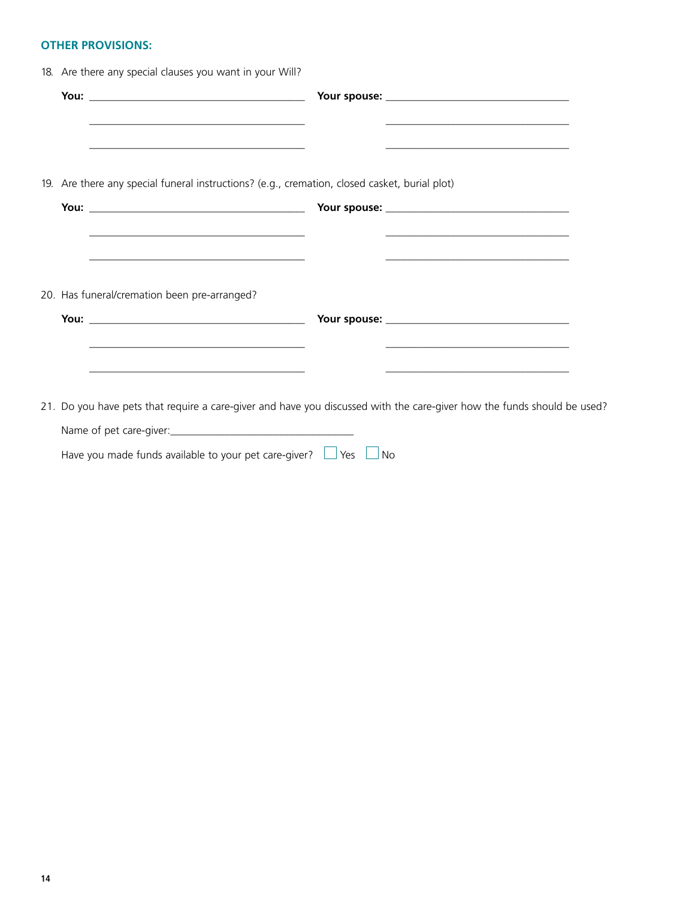## OTHER PROVISIONS:

18. Are there any special clauses you want in your Will?

    **You:** ________________________________ **Your spouse:** ________________________________

    ________________________________ ________________________________

    ________________________________ ________________________________

19. Are there any special funeral instructions? (e.g., cremation, closed casket, burial plot)

    **You:** ________________________________ **Your spouse:** ________________________________

    ________________________________ ________________________________

    ________________________________ ________________________________

20. Has funeral/cremation been pre-arranged?

    **You:** ________________________________ **Your spouse:** ________________________________

    ________________________________ ________________________________

    ________________________________ ________________________________

21. Do you have pets that require a care-giver and have you discussed with the care-giver how the funds should be used?

    Name of pet care-giver:________________________________

    Have you made funds available to your pet care-giver? ☐ Yes ☐ No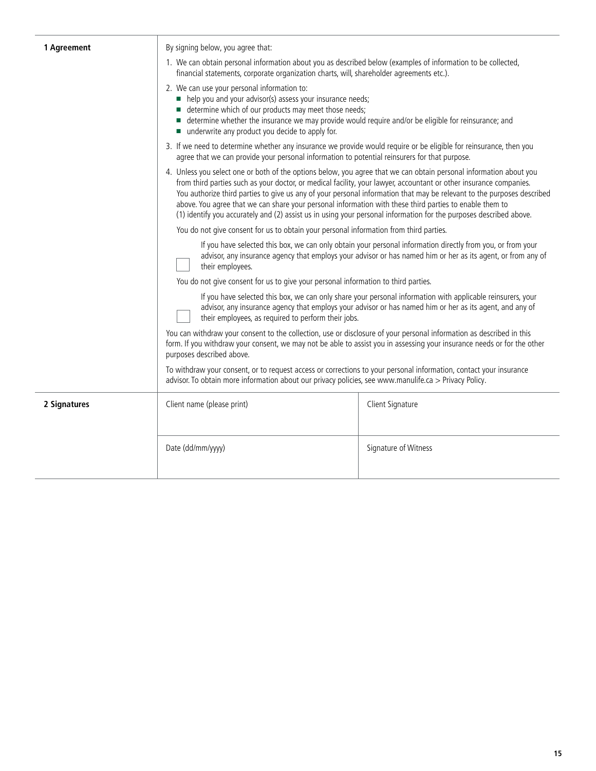## 1 Agreement

By signing below, you agree that:

1. We can obtain personal information about you as described below (examples of information to be collected, financial statements, corporate organization charts, will, shareholder agreements etc.).
2. We can use your personal information to:
   - help you and your advisor(s) assess your insurance needs;
   - determine which of our products may meet those needs;
   - determine whether the insurance we may provide would require and/or be eligible for reinsurance; and
   - underwrite any product you decide to apply for.
3. If we need to determine whether any insurance we provide would require or be eligible for reinsurance, then you agree that we can provide your personal information to potential reinsurers for that purpose.
4. Unless you select one or both of the options below, you agree that we can obtain personal information about you from third parties such as your doctor, or medical facility, your lawyer, accountant or other insurance companies. You authorize third parties to give us any of your personal information that may be relevant to the purposes described above. You agree that we can share your personal information with these third parties to enable them to (1) identify you accurately and (2) assist us in using your personal information for the purposes described above.

You do not give consent for us to obtain your personal information from third parties.

☐ If you have selected this box, we can only obtain your personal information directly from you, or from your advisor, any insurance agency that employs your advisor or has named him or her as its agent, or from any of their employees.

You do not give consent for us to give your personal information to third parties.

☐ If you have selected this box, we can only share your personal information with applicable reinsurers, your advisor, any insurance agency that employs your advisor or has named him or her as its agent, and any of their employees, as required to perform their jobs.

You can withdraw your consent to the collection, use or disclosure of your personal information as described in this form. If you withdraw your consent, we may not be able to assist you in assessing your insurance needs or for the other purposes described above.

To withdraw your consent, or to request access or corrections to your personal information, contact your insurance advisor. To obtain more information about our privacy policies, see www.manulife.ca > Privacy Policy.

## 2 Signatures

| Client name (please print) | Client Signature |
| --- | --- |
| | |
| Date (dd/mm/yyyy) | Signature of Witness |
| | |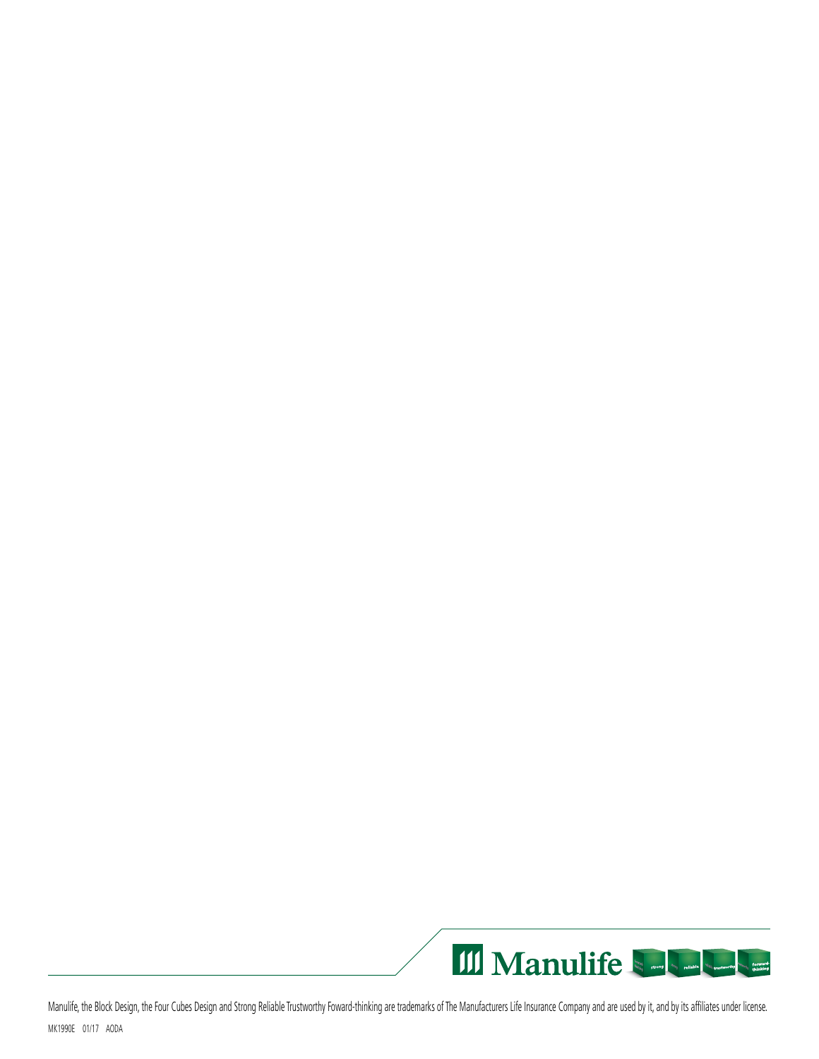Manulife

Manulife, the Block Design, the Four Cubes Design and Strong Reliable Trustworthy Foward-thinking are trademarks of The Manufacturers Life Insurance Company and are used by it, and by its affiliates under license.

MK1990E 01/17 AODA